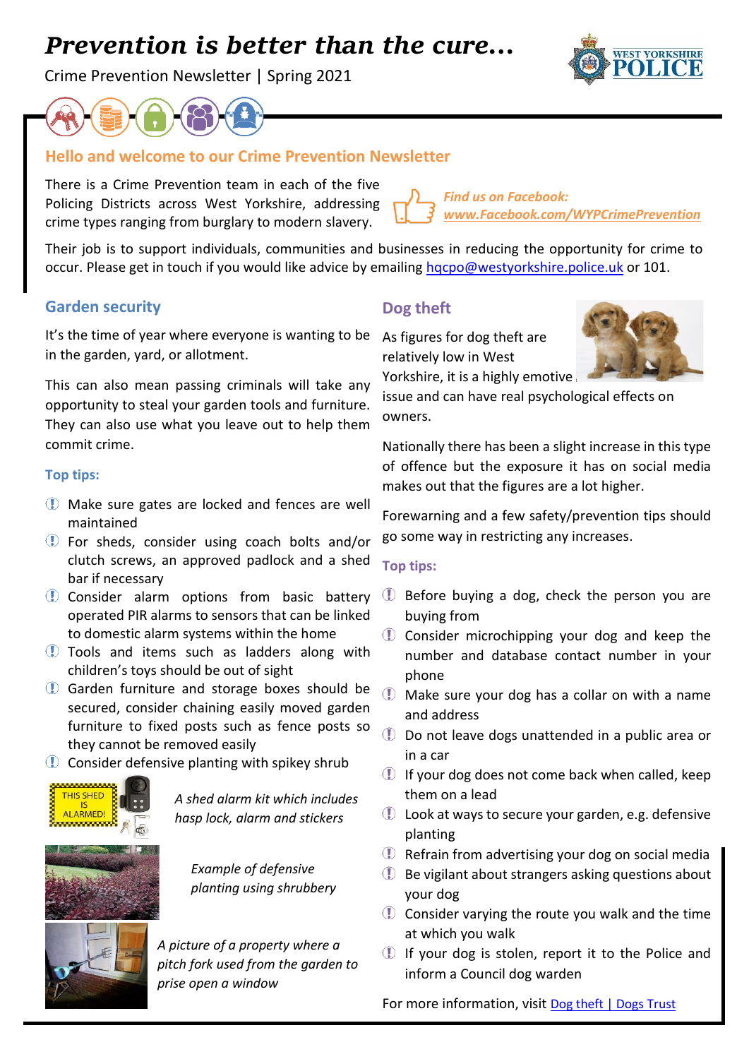# *Prevention is better than the cure...*

Crime Prevention Newsletter | Spring 2021

## Hello and welcome to our Crime Prevention Newsletter

There is a Crime Prevention team in each of the five Policing Districts across West Yorkshire, addressing crime types ranging from burglary to modern slavery.

***Find us on Facebook:*** ***www.Facebook.com/WYPCrimePrevention***

Their job is to support individuals, communities and businesses in reducing the opportunity for crime to occur. Please get in touch if you would like advice by emailing hqcpo@westyorkshire.police.uk or 101.

## Garden security

It's the time of year where everyone is wanting to be in the garden, yard, or allotment.

This can also mean passing criminals will take any opportunity to steal your garden tools and furniture. They can also use what you leave out to help them commit crime.

### Top tips:

- Make sure gates are locked and fences are well maintained
- For sheds, consider using coach bolts and/or clutch screws, an approved padlock and a shed bar if necessary
- Consider alarm options from basic battery operated PIR alarms to sensors that can be linked to domestic alarm systems within the home
- Tools and items such as ladders along with children's toys should be out of sight
- Garden furniture and storage boxes should be secured, consider chaining easily moved garden furniture to fixed posts such as fence posts so they cannot be removed easily
- Consider defensive planting with spikey shrub

*A shed alarm kit which includes hasp lock, alarm and stickers*

*Example of defensive planting using shrubbery*

*A picture of a property where a pitch fork used from the garden to prise open a window*

## Dog theft

As figures for dog theft are relatively low in West Yorkshire, it is a highly emotive issue and can have real psychological effects on owners.

Nationally there has been a slight increase in this type of offence but the exposure it has on social media makes out that the figures are a lot higher.

Forewarning and a few safety/prevention tips should go some way in restricting any increases.

### Top tips:

- Before buying a dog, check the person you are buying from
- Consider microchipping your dog and keep the number and database contact number in your phone
- Make sure your dog has a collar on with a name and address
- Do not leave dogs unattended in a public area or in a car
- If your dog does not come back when called, keep them on a lead
- Look at ways to secure your garden, e.g. defensive planting
- Refrain from advertising your dog on social media
- Be vigilant about strangers asking questions about your dog
- Consider varying the route you walk and the time at which you walk
- If your dog is stolen, report it to the Police and inform a Council dog warden

For more information, visit Dog theft | Dogs Trust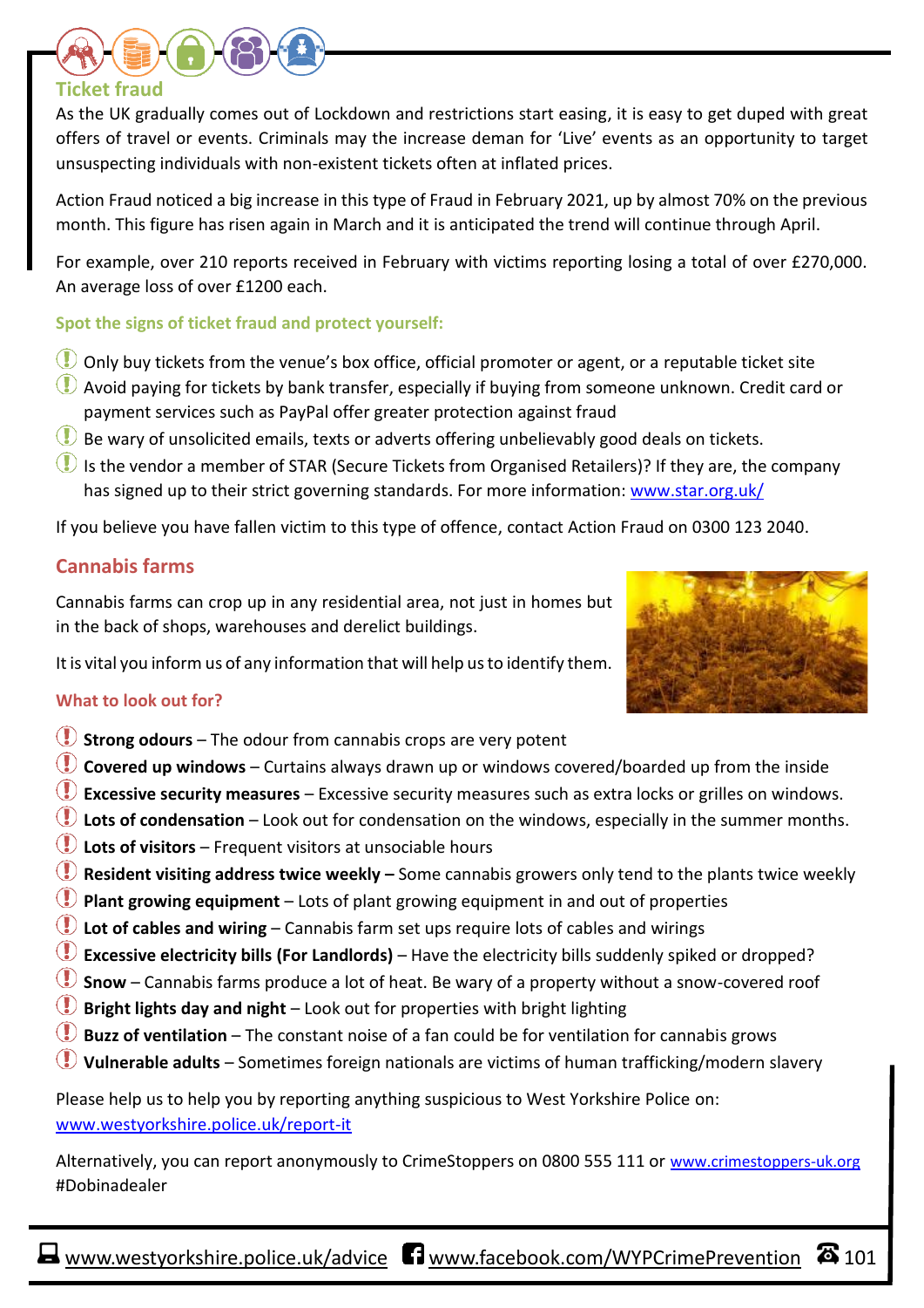## Ticket fraud

As the UK gradually comes out of Lockdown and restrictions start easing, it is easy to get duped with great offers of travel or events. Criminals may the increase deman for 'Live' events as an opportunity to target unsuspecting individuals with non-existent tickets often at inflated prices.

Action Fraud noticed a big increase in this type of Fraud in February 2021, up by almost 70% on the previous month. This figure has risen again in March and it is anticipated the trend will continue through April.

For example, over 210 reports received in February with victims reporting losing a total of over £270,000. An average loss of over £1200 each.

### Spot the signs of ticket fraud and protect yourself:

- Only buy tickets from the venue's box office, official promoter or agent, or a reputable ticket site
- Avoid paying for tickets by bank transfer, especially if buying from someone unknown. Credit card or payment services such as PayPal offer greater protection against fraud
- Be wary of unsolicited emails, texts or adverts offering unbelievably good deals on tickets.
- Is the vendor a member of STAR (Secure Tickets from Organised Retailers)? If they are, the company has signed up to their strict governing standards. For more information: www.star.org.uk/

If you believe you have fallen victim to this type of offence, contact Action Fraud on 0300 123 2040.

## Cannabis farms

Cannabis farms can crop up in any residential area, not just in homes but in the back of shops, warehouses and derelict buildings.

It is vital you inform us of any information that will help us to identify them.

### What to look out for?

- **Strong odours** – The odour from cannabis crops are very potent
- **Covered up windows** – Curtains always drawn up or windows covered/boarded up from the inside
- **Excessive security measures** – Excessive security measures such as extra locks or grilles on windows.
- **Lots of condensation** – Look out for condensation on the windows, especially in the summer months.
- **Lots of visitors** – Frequent visitors at unsociable hours
- **Resident visiting address twice weekly –** Some cannabis growers only tend to the plants twice weekly
- **Plant growing equipment** – Lots of plant growing equipment in and out of properties
- **Lot of cables and wiring** – Cannabis farm set ups require lots of cables and wirings
- **Excessive electricity bills (For Landlords)** – Have the electricity bills suddenly spiked or dropped?
- **Snow** – Cannabis farms produce a lot of heat. Be wary of a property without a snow-covered roof
- **Bright lights day and night** – Look out for properties with bright lighting
- **Buzz of ventilation** – The constant noise of a fan could be for ventilation for cannabis grows
- **Vulnerable adults** – Sometimes foreign nationals are victims of human trafficking/modern slavery

Please help us to help you by reporting anything suspicious to West Yorkshire Police on: www.westyorkshire.police.uk/report-it

Alternatively, you can report anonymously to CrimeStoppers on 0800 555 111 or www.crimestoppers-uk.org #Dobinadealer

www.westyorkshire.police.uk/advice www.facebook.com/WYPCrimePrevention 101